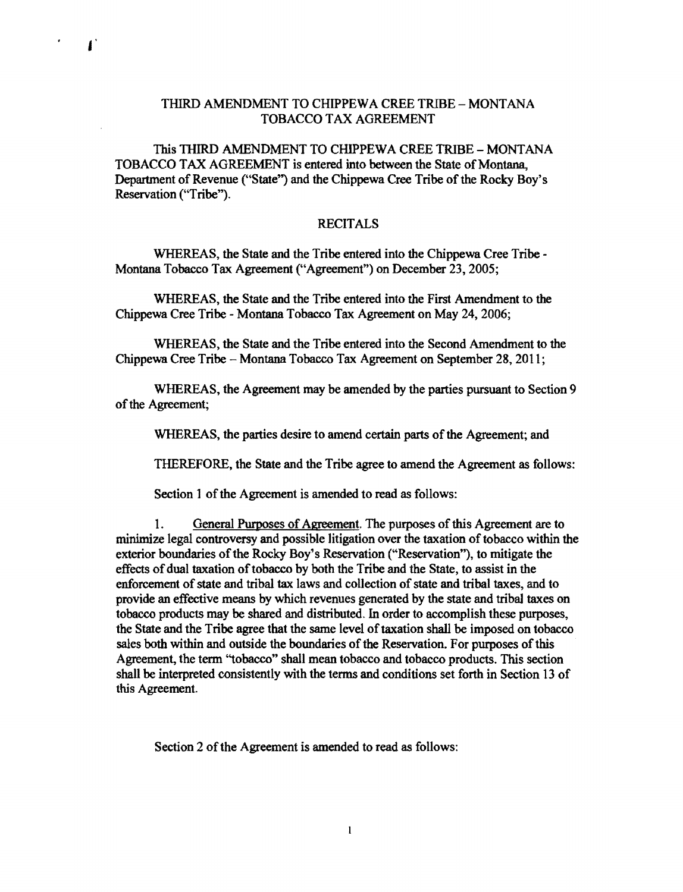# THIRD AMENDMENT TO CHIPPEWA CREE TRIBE – MONTANA TOBACCO TAX AGREEMENT

This THIRD AMENDMENT TO CHIPPEWA CREE TRIBE – MONTANA TOBACCO TAX AGREEMENT is entered into between the State of Montana, Department of Revenue ("State") and the Chippewa Cree Tribe of the Rocky Boy's Reservation ("Tribe").

## RECITALS

WHEREAS, the State and the Tribe entered into the Chippewa Cree Tribe - Montana Tobacco Tax Agreement ("Agreement") on December 23, 2005;

WHEREAS, the State and the Tribe entered into the First Amendment to the Chippewa Cree Tribe - Montana Tobacco Tax Agreement on May 24, 2006;

WHEREAS, the State and the Tribe entered into the Second Amendment to the Chippewa Cree Tribe – Montana Tobacco Tax Agreement on September 28, 2011;

WHEREAS, the Agreement may be amended by the parties pursuant to Section 9 of the Agreement;

WHEREAS, the parties desire to amend certain parts of the Agreement; and

THEREFORE, the State and the Tribe agree to amend the Agreement as follows:

Section 1 of the Agreement is amended to read as follows:

1. General Purposes of Agreement. The purposes of this Agreement are to minimize legal controversy and possible litigation over the taxation of tobacco within the exterior boundaries of the Rocky Boy's Reservation ("Reservation"), to mitigate the effects of dual taxation of tobacco by both the Tribe and the State, to assist in the enforcement of state and tribal tax laws and collection of state and tribal taxes, and to provide an effective means by which revenues generated by the state and tribal taxes on tobacco products may be shared and distributed. In order to accomplish these purposes, the State and the Tribe agree that the same level of taxation shall be imposed on tobacco sales both within and outside the boundaries of the Reservation. For purposes of this Agreement, the term "tobacco" shall mean tobacco and tobacco products. This section shall be interpreted consistently with the terms and conditions set forth in Section 13 of this Agreement.

Section 2 of the Agreement is amended to read as follows: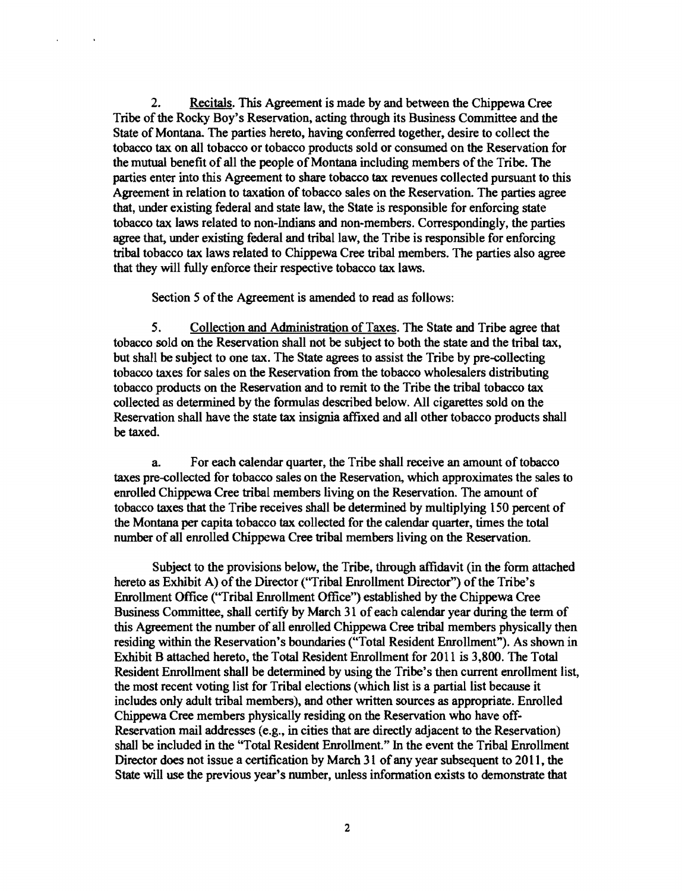2. Recitals. This Agreement is made by and between the Chippewa Cree Tribe of the Rocky Boy's Reservation, acting through its Business Committee and the State of Montana. The parties hereto, having conferred together, desire to collect the tobacco tax on all tobacco or tobacco products sold or consumed on the Reservation for the mutual benefit of all the people of Montana including members of the Tribe. The parties enter into this Agreement to share tobacco tax revenues collected pursuant to this Agreement in relation to taxation of tobacco sales on the Reservation. The parties agree that, under existing federal and state law, the State is responsible for enforcing state tobacco tax laws related to non-Indians and non-members. Correspondingly, the parties agree that, under existing federal and tribal law, the Tribe is responsible for enforcing tribal tobacco tax laws related to Chippewa Cree tribal members. The parties also agree that they will fully enforce their respective tobacco tax laws.

Section 5 of the Agreement is amended to read as follows:

5. Collection and Administration of Taxes. The State and Tribe agree that tobacco sold on the Reservation shall not be subject to both the state and the tribal tax, but shall be subject to one tax. The State agrees to assist the Tribe by pre-collecting tobacco taxes for sales on the Reservation from the tobacco wholesalers distributing tobacco products on the Reservation and to remit to the Tribe the tribal tobacco tax collected as determined by the formulas described below. All cigarettes sold on the Reservation shall have the state tax insignia affixed and all other tobacco products shall be taxed.

a. For each calendar quarter, the Tribe shall receive an amount of tobacco taxes pre-collected for tobacco sales on the Reservation, which approximates the sales to enrolled Chippewa Cree tribal members living on the Reservation. The amount of tobacco taxes that the Tribe receives shall be determined by multiplying 150 percent of the Montana per capita tobacco tax collected for the calendar quarter, times the total number of all enrolled Chippewa Cree tribal members living on the Reservation.

Subject to the provisions below, the Tribe, through affidavit (in the form attached hereto as Exhibit A) of the Director ("Tribal Enrollment Director") of the Tribe's Enrollment Office ("Tribal Enrollment Office") established by the Chippewa Cree Business Committee, shall certify by March 31 of each calendar year during the term of this Agreement the number of all enrolled Chippewa Cree tribal members physically then residing within the Reservation's boundaries ("Total Resident Enrollment"). As shown in Exhibit B attached hereto, the Total Resident Enrollment for 2011 is 3,800. The Total Resident Enrollment shall be determined by using the Tribe's then current enrollment list, the most recent voting list for Tribal elections (which list is a partial list because it includes only adult tribal members), and other written sources as appropriate. Enrolled Chippewa Cree members physically residing on the Reservation who have off-Reservation mail addresses (e.g., in cities that are directly adjacent to the Reservation) shall be included in the "Total Resident Enrollment." In the event the Tribal Enrollment Director does not issue a certification by March 31 of any year subsequent to 2011, the State will use the previous year's number, unless information exists to demonstrate that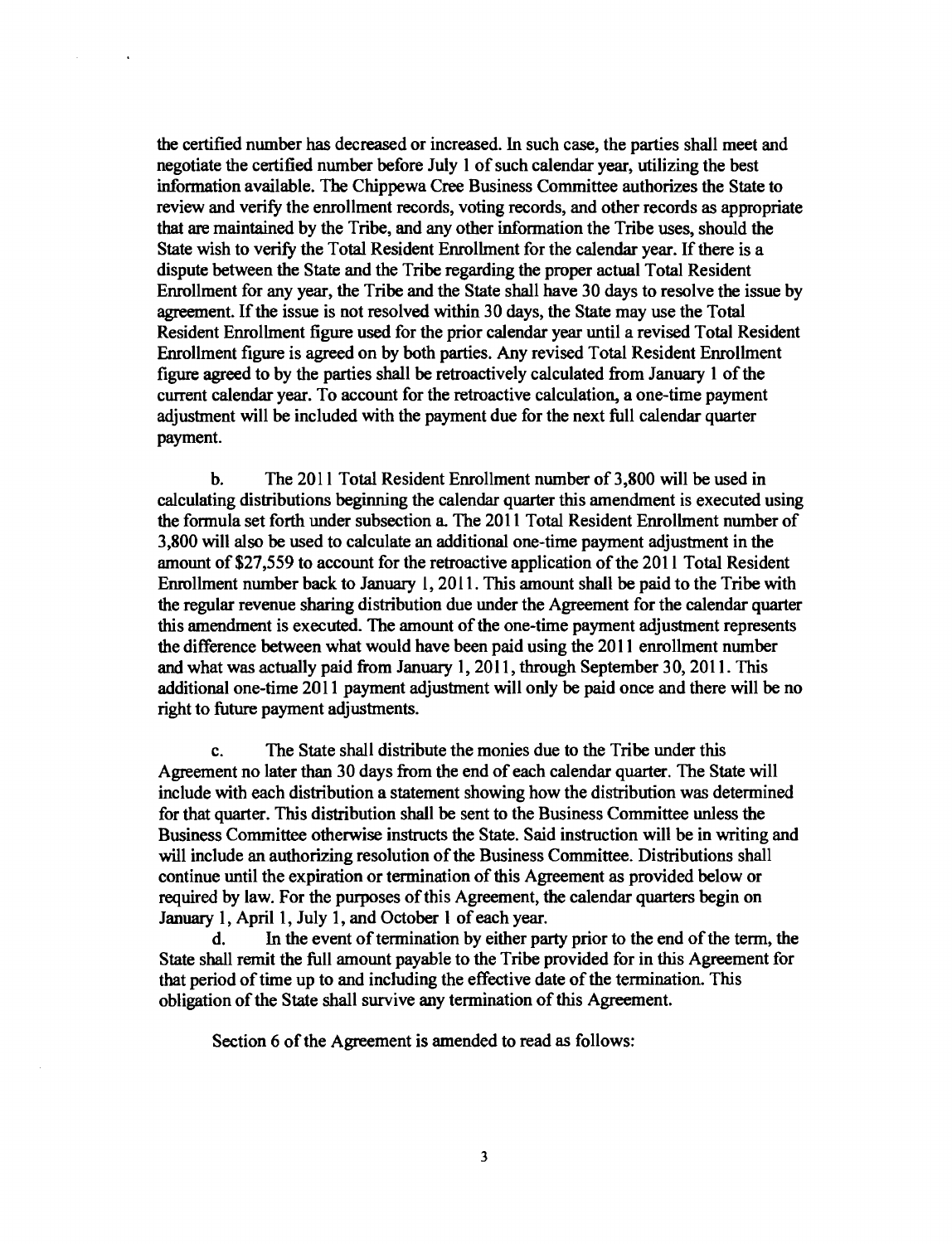the certified number has decreased or increased. In such case, the parties shall meet and negotiate the certified number before July 1 of such calendar year, utilizing the best information available. The Chippewa Cree Business Committee authorizes the State to review and verify the enrollment records, voting records, and other records as appropriate that are maintained by the Tribe, and any other information the Tribe uses, should the State wish to verify the Total Resident Enrollment for the calendar year. If there is a dispute between the State and the Tribe regarding the proper actual Total Resident Enrollment for any year, the Tribe and the State shall have 30 days to resolve the issue by agreement. If the issue is not resolved within 30 days, the State may use the Total Resident Enrollment figure used for the prior calendar year until a revised Total Resident Enrollment figure is agreed on by both parties. Any revised Total Resident Enrollment figure agreed to by the parties shall be retroactively calculated from January 1 of the current calendar year. To account for the retroactive calculation, a one-time payment adjustment will be included with the payment due for the next full calendar quarter payment.

b. The 2011 Total Resident Enrollment number of 3,800 will be used in calculating distributions beginning the calendar quarter this amendment is executed using the formula set forth under subsection a. The 2011 Total Resident Enrollment number of 3,800 will also be used to calculate an additional one-time payment adjustment in the amount of $27,559 to account for the retroactive application of the 2011 Total Resident Enrollment number back to January 1, 2011. This amount shall be paid to the Tribe with the regular revenue sharing distribution due under the Agreement for the calendar quarter this amendment is executed. The amount of the one-time payment adjustment represents the difference between what would have been paid using the 2011 enrollment number and what was actually paid from January 1, 2011, through September 30, 2011. This additional one-time 2011 payment adjustment will only be paid once and there will be no right to future payment adjustments.

c. The State shall distribute the monies due to the Tribe under this Agreement no later than 30 days from the end of each calendar quarter. The State will include with each distribution a statement showing how the distribution was determined for that quarter. This distribution shall be sent to the Business Committee unless the Business Committee otherwise instructs the State. Said instruction will be in writing and will include an authorizing resolution of the Business Committee. Distributions shall continue until the expiration or termination of this Agreement as provided below or required by law. For the purposes of this Agreement, the calendar quarters begin on January 1, April 1, July 1, and October 1 of each year.

d. In the event of termination by either party prior to the end of the term, the State shall remit the full amount payable to the Tribe provided for in this Agreement for that period of time up to and including the effective date of the termination. This obligation of the State shall survive any termination of this Agreement.

Section 6 of the Agreement is amended to read as follows: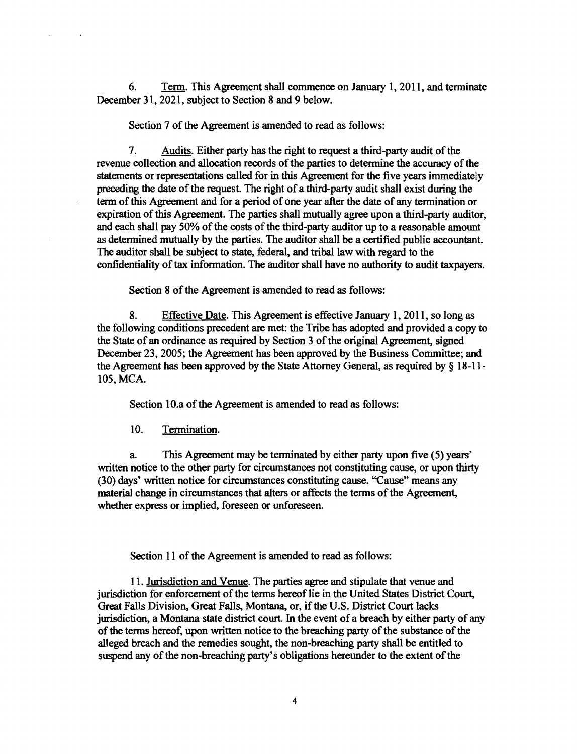6. Term. This Agreement shall commence on January 1, 2011, and terminate December 31, 2021, subject to Section 8 and 9 below.

Section 7 of the Agreement is amended to read as follows:

7. Audits. Either party has the right to request a third-party audit of the revenue collection and allocation records of the parties to determine the accuracy of the statements or representations called for in this Agreement for the five years immediately preceding the date of the request. The right of a third-party audit shall exist during the term of this Agreement and for a period of one year after the date of any termination or expiration of this Agreement. The parties shall mutually agree upon a third-party auditor, and each shall pay 50% of the costs of the third-party auditor up to a reasonable amount as determined mutually by the parties. The auditor shall be a certified public accountant. The auditor shall be subject to state, federal, and tribal law with regard to the confidentiality of tax information. The auditor shall have no authority to audit taxpayers.

Section 8 of the Agreement is amended to read as follows:

8. Effective Date. This Agreement is effective January 1, 2011, so long as the following conditions precedent are met: the Tribe has adopted and provided a copy to the State of an ordinance as required by Section 3 of the original Agreement, signed December 23, 2005; the Agreement has been approved by the Business Committee; and the Agreement has been approved by the State Attorney General, as required by § 18-11-105, MCA.

Section 10.a of the Agreement is amended to read as follows:

10. Termination.

a. This Agreement may be terminated by either party upon five (5) years' written notice to the other party for circumstances not constituting cause, or upon thirty (30) days' written notice for circumstances constituting cause. "Cause" means any material change in circumstances that alters or affects the terms of the Agreement, whether express or implied, foreseen or unforeseen.

Section 11 of the Agreement is amended to read as follows:

11. Jurisdiction and Venue. The parties agree and stipulate that venue and jurisdiction for enforcement of the terms hereof lie in the United States District Court, Great Falls Division, Great Falls, Montana, or, if the U.S. District Court lacks jurisdiction, a Montana state district court. In the event of a breach by either party of any of the terms hereof, upon written notice to the breaching party of the substance of the alleged breach and the remedies sought, the non-breaching party shall be entitled to suspend any of the non-breaching party's obligations hereunder to the extent of the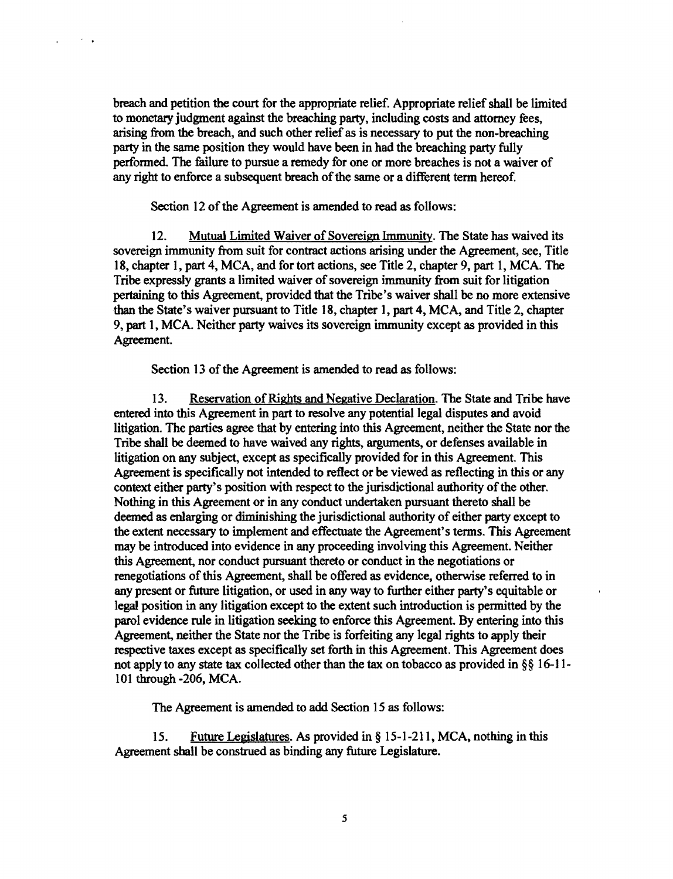breach and petition the court for the appropriate relief. Appropriate relief shall be limited to monetary judgment against the breaching party, including costs and attorney fees, arising from the breach, and such other relief as is necessary to put the non-breaching party in the same position they would have been in had the breaching party fully performed. The failure to pursue a remedy for one or more breaches is not a waiver of any right to enforce a subsequent breach of the same or a different term hereof.

Section 12 of the Agreement is amended to read as follows:

12. Mutual Limited Waiver of Sovereign Immunity. The State has waived its sovereign immunity from suit for contract actions arising under the Agreement, see, Title 18, chapter 1, part 4, MCA, and for tort actions, see Title 2, chapter 9, part 1, MCA. The Tribe expressly grants a limited waiver of sovereign immunity from suit for litigation pertaining to this Agreement, provided that the Tribe's waiver shall be no more extensive than the State's waiver pursuant to Title 18, chapter 1, part 4, MCA, and Title 2, chapter 9, part 1, MCA. Neither party waives its sovereign immunity except as provided in this Agreement.

Section 13 of the Agreement is amended to read as follows:

13. Reservation of Rights and Negative Declaration. The State and Tribe have entered into this Agreement in part to resolve any potential legal disputes and avoid litigation. The parties agree that by entering into this Agreement, neither the State nor the Tribe shall be deemed to have waived any rights, arguments, or defenses available in litigation on any subject, except as specifically provided for in this Agreement. This Agreement is specifically not intended to reflect or be viewed as reflecting in this or any context either party's position with respect to the jurisdictional authority of the other. Nothing in this Agreement or in any conduct undertaken pursuant thereto shall be deemed as enlarging or diminishing the jurisdictional authority of either party except to the extent necessary to implement and effectuate the Agreement's terms. This Agreement may be introduced into evidence in any proceeding involving this Agreement. Neither this Agreement, nor conduct pursuant thereto or conduct in the negotiations or renegotiations of this Agreement, shall be offered as evidence, otherwise referred to in any present or future litigation, or used in any way to further either party's equitable or legal position in any litigation except to the extent such introduction is permitted by the parol evidence rule in litigation seeking to enforce this Agreement. By entering into this Agreement, neither the State nor the Tribe is forfeiting any legal rights to apply their respective taxes except as specifically set forth in this Agreement. This Agreement does not apply to any state tax collected other than the tax on tobacco as provided in §§ 16-11-101 through -206, MCA.

The Agreement is amended to add Section 15 as follows:

15. Future Legislatures. As provided in § 15-1-211, MCA, nothing in this Agreement shall be construed as binding any future Legislature.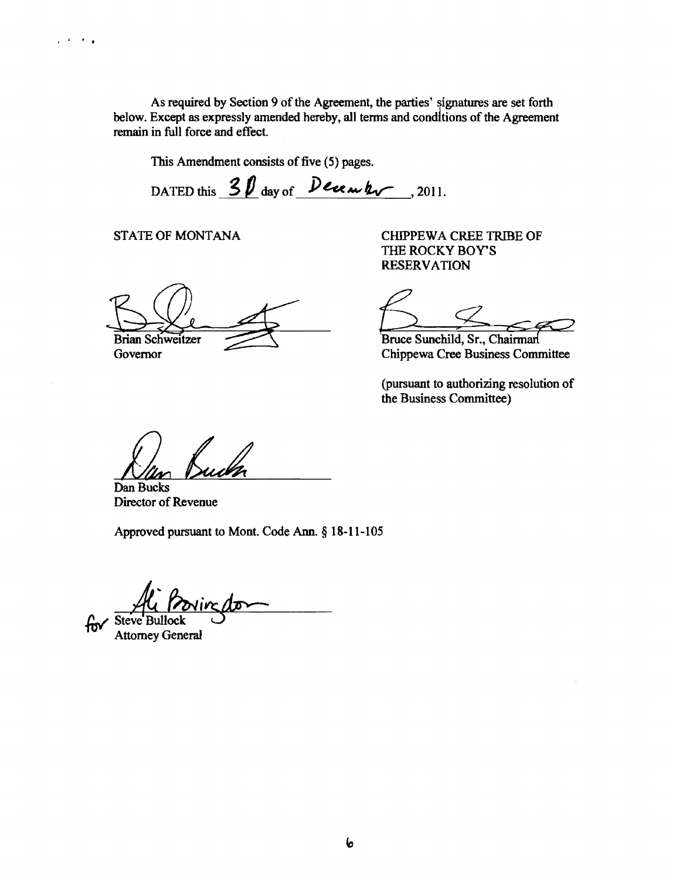As required by Section 9 of the Agreement, the parties' signatures are set forth below. Except as expressly amended hereby, all terms and conditions of the Agreement remain in full force and effect.

This Amendment consists of five (5) pages.

DATED this 30 day of December, 2011.

STATE OF MONTANA

Brian Schweitzer
Governor

CHIPPEWA CREE TRIBE OF THE ROCKY BOY'S RESERVATION

Bruce Sunchild, Sr., Chairman
Chippewa Cree Business Committee

(pursuant to authorizing resolution of the Business Committee)

Dan Bucks
Director of Revenue

Approved pursuant to Mont. Code Ann. § 18-11-105

for Steve Bullock
Attorney General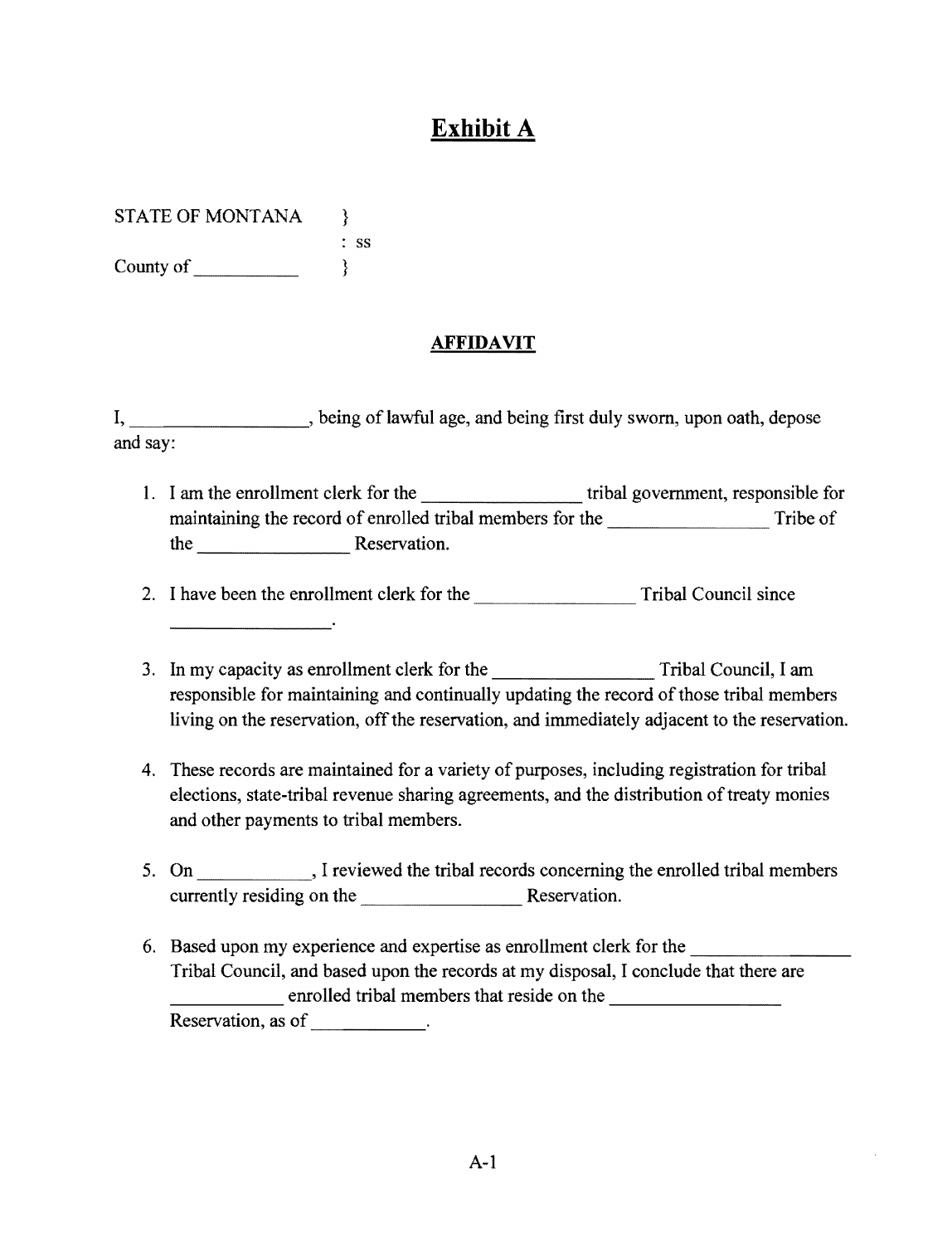# Exhibit A

STATE OF MONTANA }
: ss
County of ___________ }

## AFFIDAVIT

I, __________________, being of lawful age, and being first duly sworn, upon oath, depose and say:

1. I am the enrollment clerk for the ________________ tribal government, responsible for maintaining the record of enrolled tribal members for the ________________ Tribe of the ________________ Reservation.

2. I have been the enrollment clerk for the ________________ Tribal Council since ________________.

3. In my capacity as enrollment clerk for the ________________ Tribal Council, I am responsible for maintaining and continually updating the record of those tribal members living on the reservation, off the reservation, and immediately adjacent to the reservation.

4. These records are maintained for a variety of purposes, including registration for tribal elections, state-tribal revenue sharing agreements, and the distribution of treaty monies and other payments to tribal members.

5. On ___________, I reviewed the tribal records concerning the enrolled tribal members currently residing on the ________________ Reservation.

6. Based upon my experience and expertise as enrollment clerk for the ________________ Tribal Council, and based upon the records at my disposal, I conclude that there are ___________ enrolled tribal members that reside on the ________________ Reservation, as of ___________.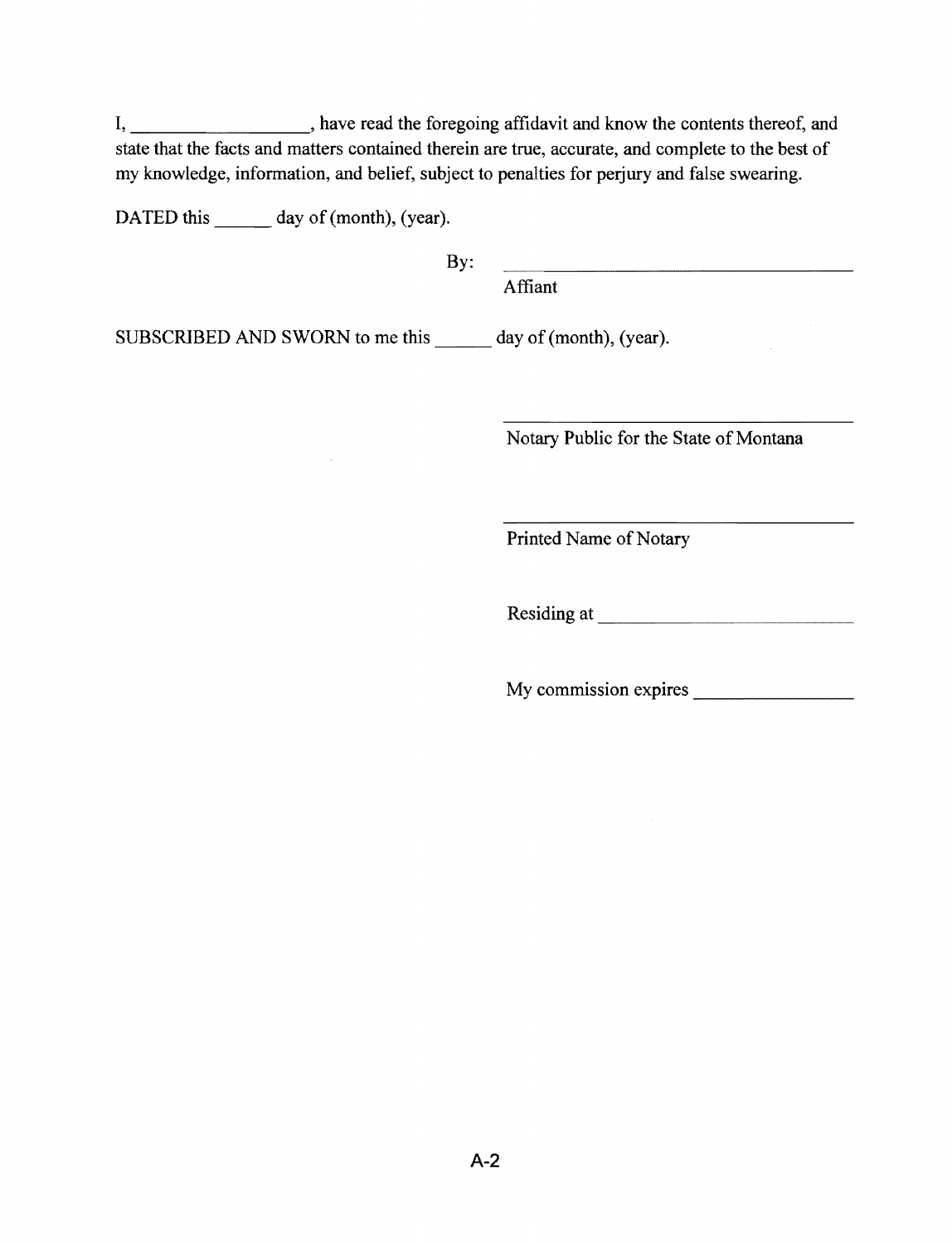I, ____________________, have read the foregoing affidavit and know the contents thereof, and state that the facts and matters contained therein are true, accurate, and complete to the best of my knowledge, information, and belief, subject to penalties for perjury and false swearing.

DATED this ______ day of (month), (year).

By: ____________________________________
Affiant

SUBSCRIBED AND SWORN to me this ______ day of (month), (year).

____________________________________
Notary Public for the State of Montana

____________________________________
Printed Name of Notary

Residing at ____________________________

My commission expires _________________

A-2